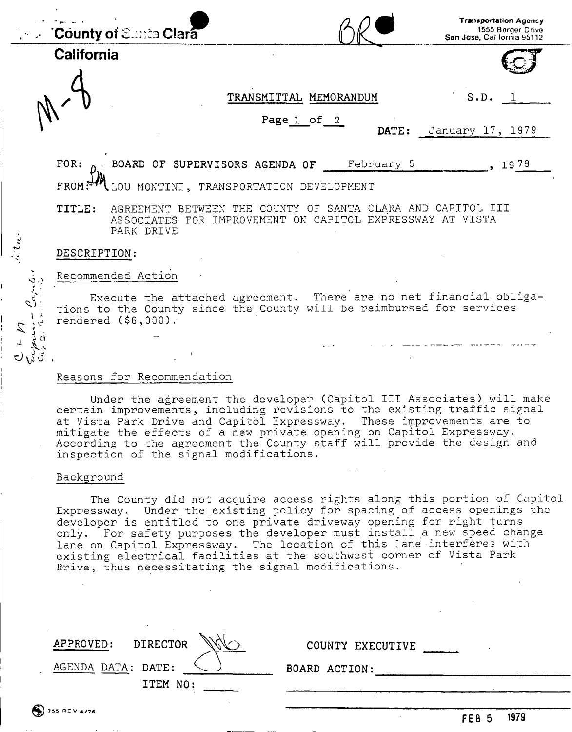County of Santa Clara

California

Transportation Agency
1555 Berger Drive
San Jose, California 95112

M-9

## TRANSMITTAL MEMORANDUM

S.D. 1

DATE: January 17, 1979

FOR: BOARD OF SUPERVISORS AGENDA OF February 5, 1979

FROM: LOU MONTINI, TRANSPORTATION DEVELOPMENT

TITLE: AGREEMENT BETWEEN THE COUNTY OF SANTA CLARA AND CAPITOL III ASSOCIATES FOR IMPROVEMENT ON CAPITOL EXPRESSWAY AT VISTA PARK DRIVE

DESCRIPTION:

Recommended Action

Execute the attached agreement. There are no net financial obligations to the County since the County will be reimbursed for services rendered ($6,000).

Reasons for Recommendation

Under the agreement the developer (Capitol III Associates) will make certain improvements, including revisions to the existing traffic signal at Vista Park Drive and Capitol Expressway. These improvements are to mitigate the effects of a new private opening on Capitol Expressway. According to the agreement the County staff will provide the design and inspection of the signal modifications.

Background

The County did not acquire access rights along this portion of Capitol Expressway. Under the existing policy for spacing of access openings the developer is entitled to one private driveway opening for right turns only. For safety purposes the developer must install a new speed change lane on Capitol Expressway. The location of this lane interferes with existing electrical facilities at the southwest corner of Vista Park Drive, thus necessitating the signal modifications.

APPROVED: DIRECTOR

COUNTY EXECUTIVE

AGENDA DATA: DATE:

ITEM NO:

BOARD ACTION:

755 REV 4/76

FEB 5 1979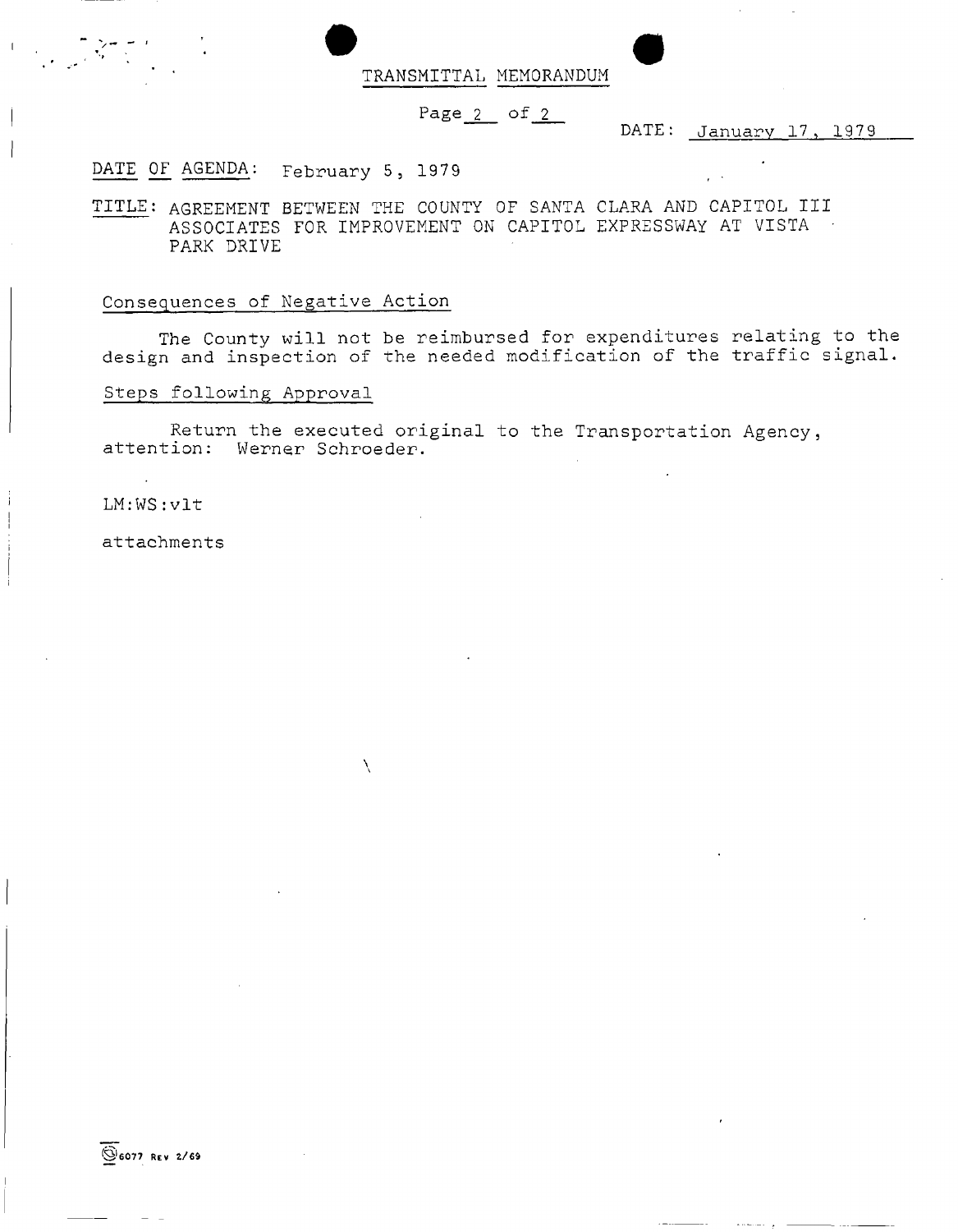# TRANSMITTAL MEMORANDUM

DATE: January 17, 1979

DATE OF AGENDA: February 5, 1979

TITLE: AGREEMENT BETWEEN THE COUNTY OF SANTA CLARA AND CAPITOL III ASSOCIATES FOR IMPROVEMENT ON CAPITOL EXPRESSWAY AT VISTA PARK DRIVE

## Consequences of Negative Action

The County will not be reimbursed for expenditures relating to the design and inspection of the needed modification of the traffic signal.

## Steps following Approval

Return the executed original to the Transportation Agency, attention: Werner Schroeder.

LM:WS:vlt

attachments

6077 REV 2/69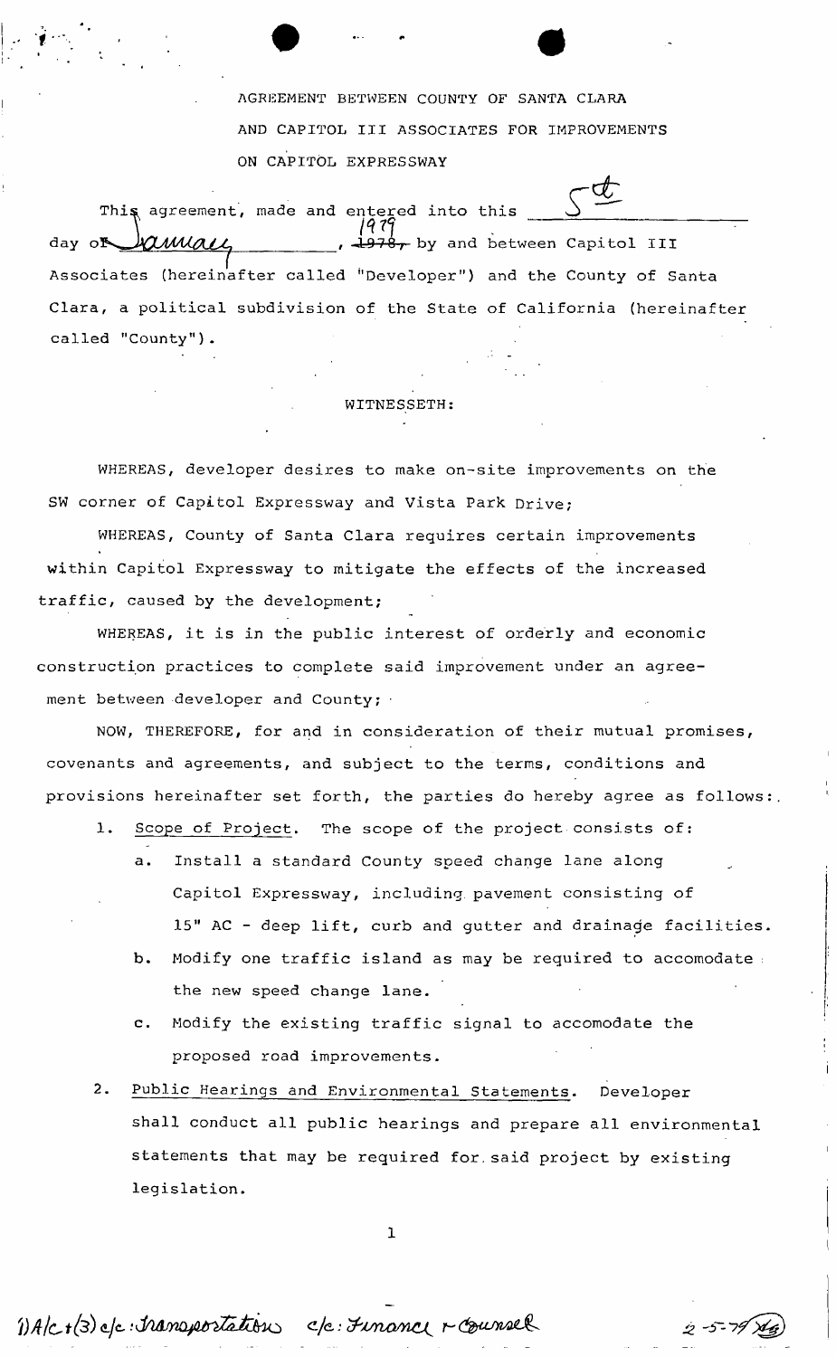AGREEMENT BETWEEN COUNTY OF SANTA CLARA
AND CAPITOL III ASSOCIATES FOR IMPROVEMENTS
ON CAPITOL EXPRESSWAY

This agreement, made and entered into this 5th day of January, ~~1978~~ 1979 by and between Capitol III Associates (hereinafter called "Developer") and the County of Santa Clara, a political subdivision of the State of California (hereinafter called "County").

WITNESSETH:

WHEREAS, developer desires to make on-site improvements on the SW corner of Capitol Expressway and Vista Park Drive;

WHEREAS, County of Santa Clara requires certain improvements within Capitol Expressway to mitigate the effects of the increased traffic, caused by the development;

WHEREAS, it is in the public interest of orderly and economic construction practices to complete said improvement under an agreement between developer and County;

NOW, THEREFORE, for and in consideration of their mutual promises, covenants and agreements, and subject to the terms, conditions and provisions hereinafter set forth, the parties do hereby agree as follows:

1. Scope of Project. The scope of the project consists of:
   a. Install a standard County speed change lane along Capitol Expressway, including pavement consisting of 15" AC - deep lift, curb and gutter and drainage facilities.
   b. Modify one traffic island as may be required to accomodate the new speed change lane.
   c. Modify the existing traffic signal to accomodate the proposed road improvements.
2. Public Hearings and Environmental Statements. Developer shall conduct all public hearings and prepare all environmental statements that may be required for said project by existing legislation.

1) A/c + (3) c/c: Transportation c/c: Finance + Counsel 2-5-79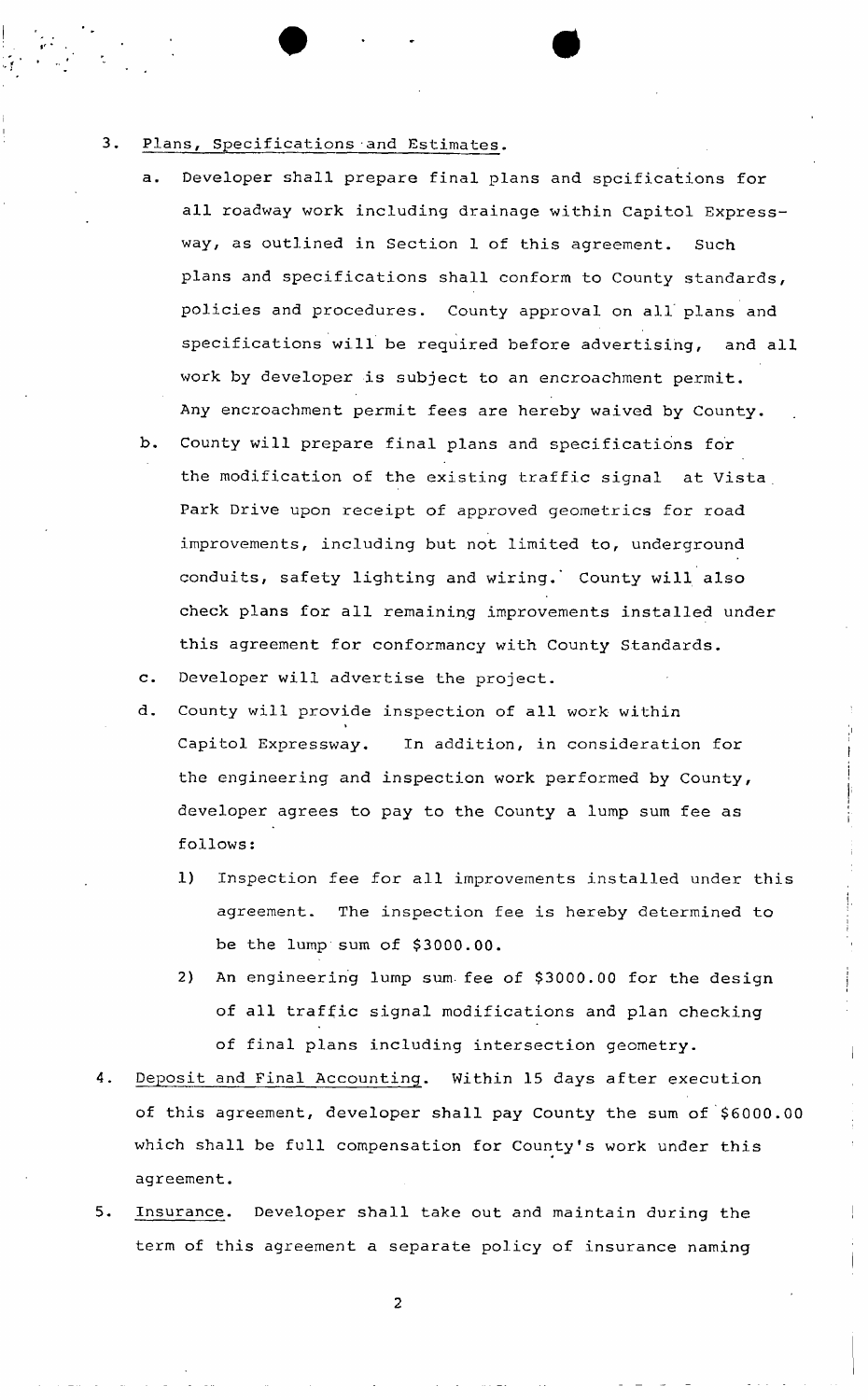3. Plans, Specifications and Estimates.

   a. Developer shall prepare final plans and spcifications for all roadway work including drainage within Capitol Expressway, as outlined in Section 1 of this agreement. Such plans and specifications shall conform to County standards, policies and procedures. County approval on all plans and specifications will be required before advertising, and all work by developer is subject to an encroachment permit. Any encroachment permit fees are hereby waived by County.

   b. County will prepare final plans and specifications for the modification of the existing traffic signal at Vista Park Drive upon receipt of approved geometrics for road improvements, including but not limited to, underground conduits, safety lighting and wiring. County will also check plans for all remaining improvements installed under this agreement for conformancy with County Standards.

   c. Developer will advertise the project.

   d. County will provide inspection of all work within Capitol Expressway. In addition, in consideration for the engineering and inspection work performed by County, developer agrees to pay to the County a lump sum fee as follows:

      1) Inspection fee for all improvements installed under this agreement. The inspection fee is hereby determined to be the lump sum of $3000.00.

      2) An engineering lump sum fee of $3000.00 for the design of all traffic signal modifications and plan checking of final plans including intersection geometry.

4. Deposit and Final Accounting. Within 15 days after execution of this agreement, developer shall pay County the sum of $6000.00 which shall be full compensation for County's work under this agreement.

5. Insurance. Developer shall take out and maintain during the term of this agreement a separate policy of insurance naming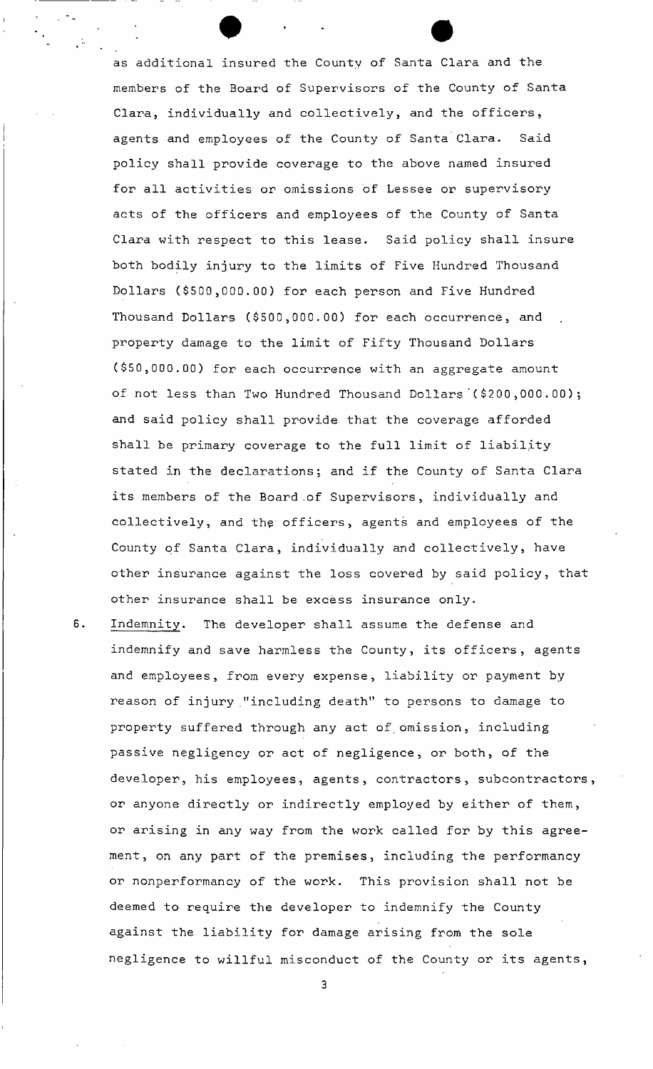as additional insured the County of Santa Clara and the members of the Board of Supervisors of the County of Santa Clara, individually and collectively, and the officers, agents and employees of the County of Santa Clara. Said policy shall provide coverage to the above named insured for all activities or omissions of Lessee or supervisory acts of the officers and employees of the County of Santa Clara with respect to this lease. Said policy shall insure both bodily injury to the limits of Five Hundred Thousand Dollars ($500,000.00) for each person and Five Hundred Thousand Dollars ($500,000.00) for each occurrence, and property damage to the limit of Fifty Thousand Dollars ($50,000.00) for each occurrence with an aggregate amount of not less than Two Hundred Thousand Dollars ($200,000.00); and said policy shall provide that the coverage afforded shall be primary coverage to the full limit of liability stated in the declarations; and if the County of Santa Clara its members of the Board of Supervisors, individually and collectively, and the officers, agents and employees of the County of Santa Clara, individually and collectively, have other insurance against the loss covered by said policy, that other insurance shall be excess insurance only.

6. Indemnity. The developer shall assume the defense and indemnify and save harmless the County, its officers, agents and employees, from every expense, liability or payment by reason of injury "including death" to persons to damage to property suffered through any act of omission, including passive negligency or act of negligence, or both, of the developer, his employees, agents, contractors, subcontractors, or anyone directly or indirectly employed by either of them, or arising in any way from the work called for by this agreement, on any part of the premises, including the performancy or nonperformancy of the work. This provision shall not be deemed to require the developer to indemnify the County against the liability for damage arising from the sole negligence to willful misconduct of the County or its agents,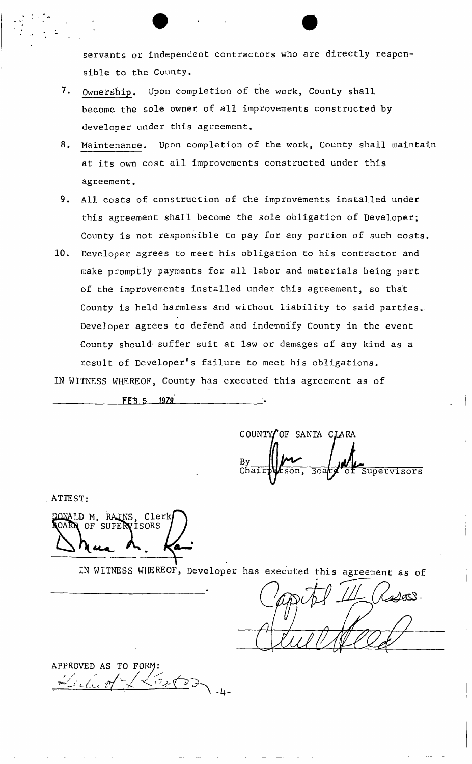servants or independent contractors who are directly responsible to the County.

7. Ownership. Upon completion of the work, County shall become the sole owner of all improvements constructed by developer under this agreement.

8. Maintenance. Upon completion of the work, County shall maintain at its own cost all improvements constructed under this agreement.

9. All costs of construction of the improvements installed under this agreement shall become the sole obligation of Developer; County is not responsible to pay for any portion of such costs.

10. Developer agrees to meet his obligation to his contractor and make promptly payments for all labor and materials being part of the improvements installed under this agreement, so that County is held harmless and without liability to said parties. Developer agrees to defend and indemnify County in the event County should suffer suit at law or damages of any kind as a result of Developer's failure to meet his obligations.

IN WITNESS WHEREOF, County has executed this agreement as of FEB 5 1979.

COUNTY OF SANTA CLARA

By ______________________
Chairperson, Board of Supervisors

ATTEST:

DONALD M. RAINS, Clerk
BOARD OF SUPERVISORS

______________________

IN WITNESS WHEREOF, Developer has executed this agreement as of ______________________.

Capitol III Assoc.

______________________

APPROVED AS TO FORM:

______________________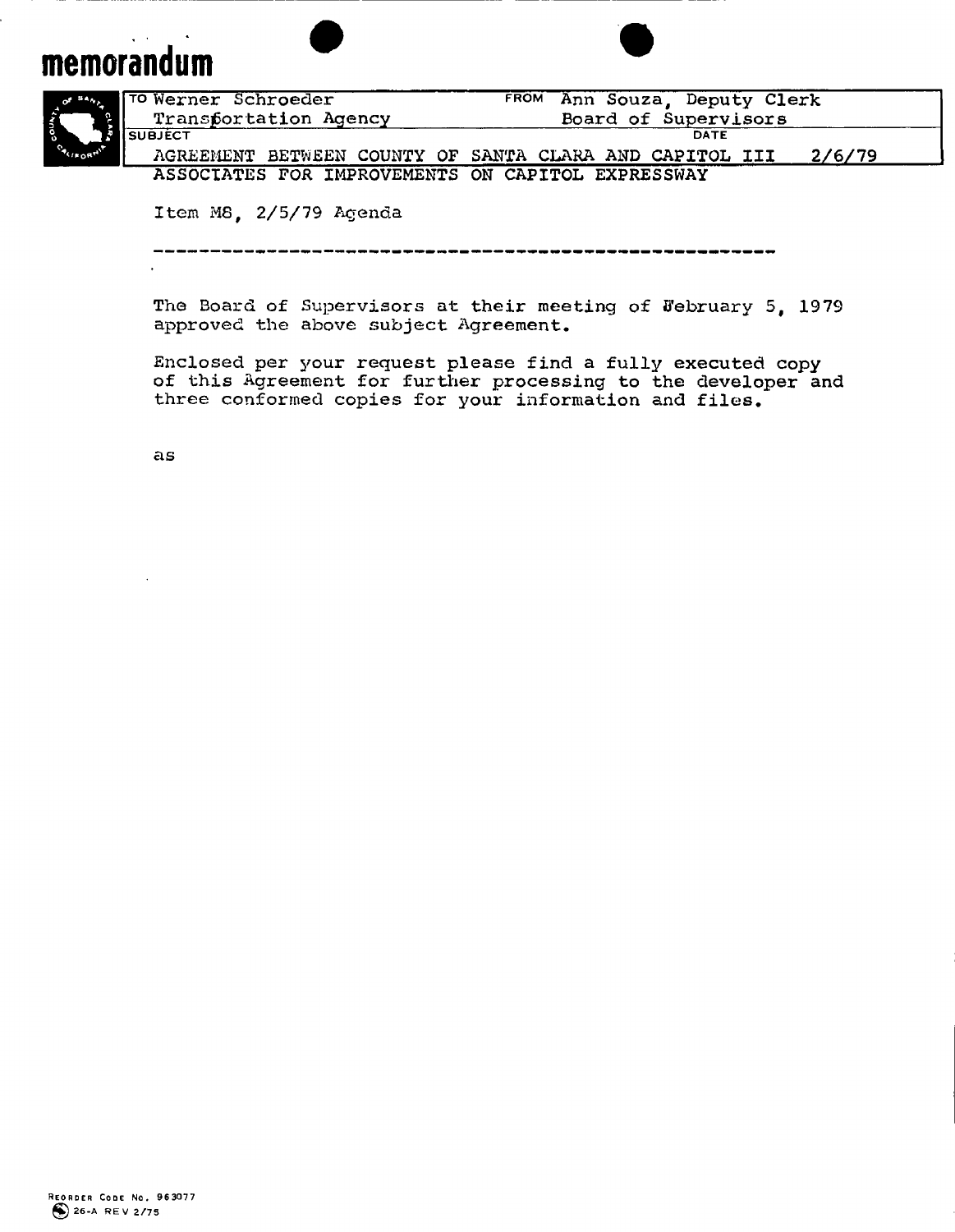# memorandum

| TO | FROM |
| --- | --- |
| Werner Schroeder<br>Transportation Agency | Ann Souza, Deputy Clerk<br>Board of Supervisors |

**SUBJECT**

AGREEMENT BETWEEN COUNTY OF SANTA CLARA AND CAPITOL III ASSOCIATES FOR IMPROVEMENTS ON CAPITOL EXPRESSWAY

**DATE** 2/6/79

Item M8, 2/5/79 Agenda

---

The Board of Supervisors at their meeting of February 5, 1979 approved the above subject Agreement.

Enclosed per your request please find a fully executed copy of this Agreement for further processing to the developer and three conformed copies for your information and files.

as

REORDER CODE No. 963077
26-A REV 2/75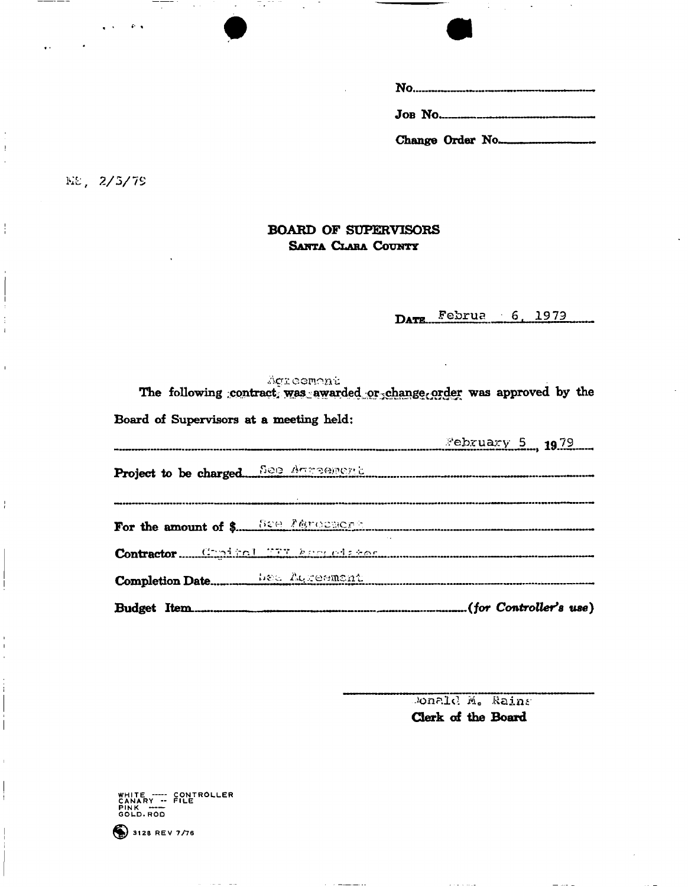No.

Job No.

Change Order No.

NE, 2/5/79

## BOARD OF SUPERVISORS
**SANTA CLARA COUNTY**

DATE Februa 6, 1979

Agreement
The following ~~contract~~ was ~~awarded or change order~~ was approved by the Board of Supervisors at a meeting held:

February 5, 1979

**Project to be charged** See Agreement

**For the amount of $** See Agreement

**Contractor** Capital ??? Associates

**Completion Date** See Agreement

**Budget Item** *(for Controller's use)*

Donald M. Rains
**Clerk of the Board**

WHITE ---- CONTROLLER
CANARY -- FILE
PINK ----
GOLD.ROD

3128 REV 7/76